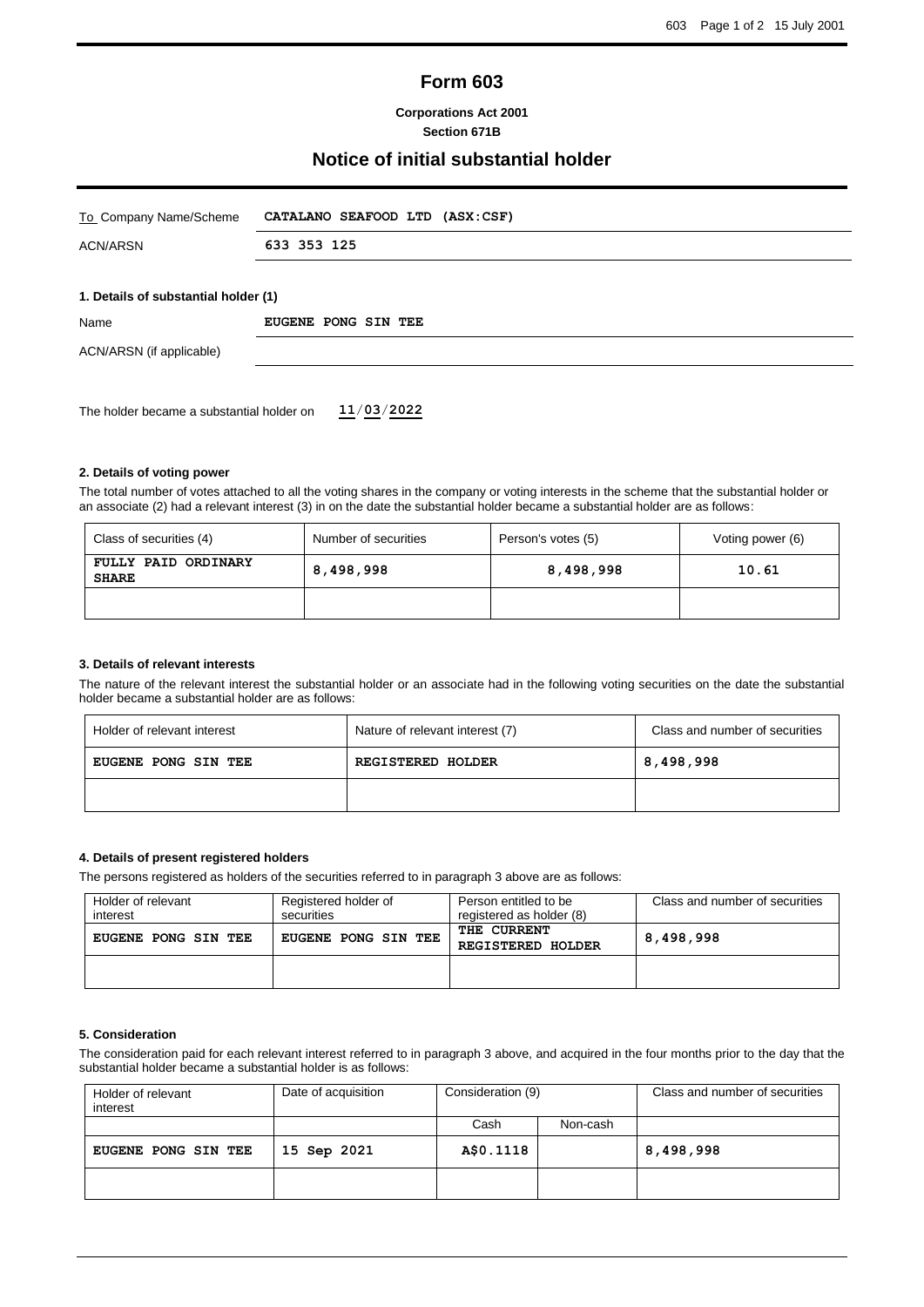# Form 603

**Corporations Act 2001**
**Section 671B**

## Notice of initial substantial holder

| | |
|---|---|
| To Company Name/Scheme | **CATALANO SEAFOOD LTD (ASX:CSF)** |
| ACN/ARSN | **633 353 125** |

### 1. Details of substantial holder (1)

| | |
|---|---|
| Name | **EUGENE PONG SIN TEE** |
| ACN/ARSN (if applicable) | |

The holder became a substantial holder on **11/03/2022**

### 2. Details of voting power

The total number of votes attached to all the voting shares in the company or voting interests in the scheme that the substantial holder or an associate (2) had a relevant interest (3) in on the date the substantial holder became a substantial holder are as follows:

| Class of securities (4) | Number of securities | Person's votes (5) | Voting power (6) |
|---|---|---|---|
| **FULLY PAID ORDINARY SHARE** | **8,498,998** | **8,498,998** | **10.61** |
| | | | |

### 3. Details of relevant interests

The nature of the relevant interest the substantial holder or an associate had in the following voting securities on the date the substantial holder became a substantial holder are as follows:

| Holder of relevant interest | Nature of relevant interest (7) | Class and number of securities |
|---|---|---|
| **EUGENE PONG SIN TEE** | **REGISTERED HOLDER** | **8,498,998** |
| | | |

### 4. Details of present registered holders

The persons registered as holders of the securities referred to in paragraph 3 above are as follows:

| Holder of relevant interest | Registered holder of securities | Person entitled to be registered as holder (8) | Class and number of securities |
|---|---|---|---|
| **EUGENE PONG SIN TEE** | **EUGENE PONG SIN TEE** | **THE CURRENT REGISTERED HOLDER** | **8,498,998** |
| | | | |

### 5. Consideration

The consideration paid for each relevant interest referred to in paragraph 3 above, and acquired in the four months prior to the day that the substantial holder became a substantial holder is as follows:

| Holder of relevant interest | Date of acquisition | Consideration (9) | | Class and number of securities |
|---|---|---|---|---|
| | | Cash | Non-cash | |
| **EUGENE PONG SIN TEE** | **15 Sep 2021** | **A$0.1118** | | **8,498,998** |
| | | | | |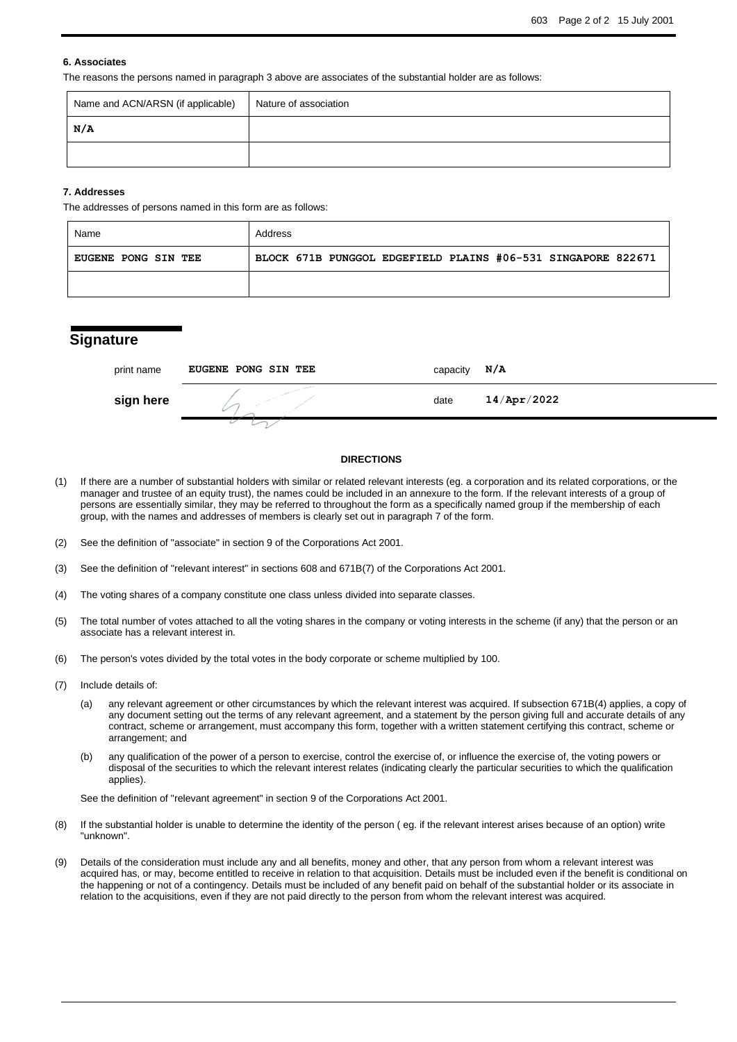### 6. Associates

The reasons the persons named in paragraph 3 above are associates of the substantial holder are as follows:

| Name and ACN/ARSN (if applicable) | Nature of association |
|---|---|
| N/A | |
| | |

### 7. Addresses

The addresses of persons named in this form are as follows:

| Name | Address |
|---|---|
| EUGENE PONG SIN TEE | BLOCK 671B PUNGGOL EDGEFIELD PLAINS #06-531 SINGAPORE 822671 |
| | |

## Signature

| | | | |
|---|---|---|---|
| print name | EUGENE PONG SIN TEE | capacity | N/A |
| **sign here** | | date | 14/Apr/2022 |

**DIRECTIONS**

(1) If there are a number of substantial holders with similar or related relevant interests (eg. a corporation and its related corporations, or the manager and trustee of an equity trust), the names could be included in an annexure to the form. If the relevant interests of a group of persons are essentially similar, they may be referred to throughout the form as a specifically named group if the membership of each group, with the names and addresses of members is clearly set out in paragraph 7 of the form.

(2) See the definition of "associate" in section 9 of the Corporations Act 2001.

(3) See the definition of "relevant interest" in sections 608 and 671B(7) of the Corporations Act 2001.

(4) The voting shares of a company constitute one class unless divided into separate classes.

(5) The total number of votes attached to all the voting shares in the company or voting interests in the scheme (if any) that the person or an associate has a relevant interest in.

(6) The person's votes divided by the total votes in the body corporate or scheme multiplied by 100.

(7) Include details of:

(a) any relevant agreement or other circumstances by which the relevant interest was acquired. If subsection 671B(4) applies, a copy of any document setting out the terms of any relevant agreement, and a statement by the person giving full and accurate details of any contract, scheme or arrangement, must accompany this form, together with a written statement certifying this contract, scheme or arrangement; and

(b) any qualification of the power of a person to exercise, control the exercise of, or influence the exercise of, the voting powers or disposal of the securities to which the relevant interest relates (indicating clearly the particular securities to which the qualification applies).

See the definition of "relevant agreement" in section 9 of the Corporations Act 2001.

(8) If the substantial holder is unable to determine the identity of the person ( eg. if the relevant interest arises because of an option) write "unknown".

(9) Details of the consideration must include any and all benefits, money and other, that any person from whom a relevant interest was acquired has, or may, become entitled to receive in relation to that acquisition. Details must be included even if the benefit is conditional on the happening or not of a contingency. Details must be included of any benefit paid on behalf of the substantial holder or its associate in relation to the acquisitions, even if they are not paid directly to the person from whom the relevant interest was acquired.